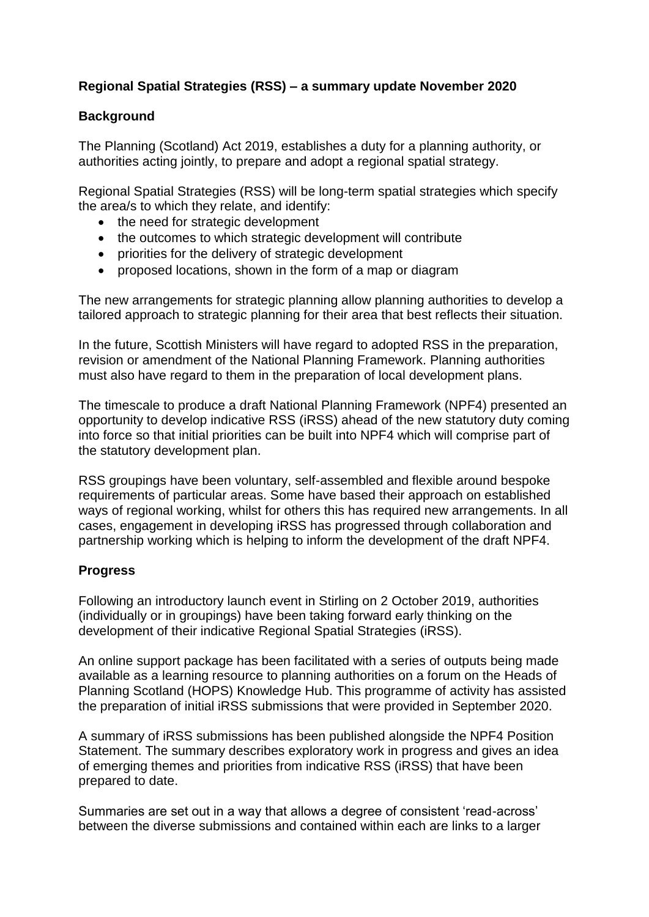**Regional Spatial Strategies (RSS) – a summary update November 2020**

**Background**

The Planning (Scotland) Act 2019, establishes a duty for a planning authority, or authorities acting jointly, to prepare and adopt a regional spatial strategy.

Regional Spatial Strategies (RSS) will be long-term spatial strategies which specify the area/s to which they relate, and identify:

- the need for strategic development
- the outcomes to which strategic development will contribute
- priorities for the delivery of strategic development
- proposed locations, shown in the form of a map or diagram

The new arrangements for strategic planning allow planning authorities to develop a tailored approach to strategic planning for their area that best reflects their situation.

In the future, Scottish Ministers will have regard to adopted RSS in the preparation, revision or amendment of the National Planning Framework. Planning authorities must also have regard to them in the preparation of local development plans.

The timescale to produce a draft National Planning Framework (NPF4) presented an opportunity to develop indicative RSS (iRSS) ahead of the new statutory duty coming into force so that initial priorities can be built into NPF4 which will comprise part of the statutory development plan.

RSS groupings have been voluntary, self-assembled and flexible around bespoke requirements of particular areas. Some have based their approach on established ways of regional working, whilst for others this has required new arrangements. In all cases, engagement in developing iRSS has progressed through collaboration and partnership working which is helping to inform the development of the draft NPF4.

**Progress**

Following an introductory launch event in Stirling on 2 October 2019, authorities (individually or in groupings) have been taking forward early thinking on the development of their indicative Regional Spatial Strategies (iRSS).

An online support package has been facilitated with a series of outputs being made available as a learning resource to planning authorities on a forum on the Heads of Planning Scotland (HOPS) Knowledge Hub. This programme of activity has assisted the preparation of initial iRSS submissions that were provided in September 2020.

A summary of iRSS submissions has been published alongside the NPF4 Position Statement. The summary describes exploratory work in progress and gives an idea of emerging themes and priorities from indicative RSS (iRSS) that have been prepared to date.

Summaries are set out in a way that allows a degree of consistent 'read-across' between the diverse submissions and contained within each are links to a larger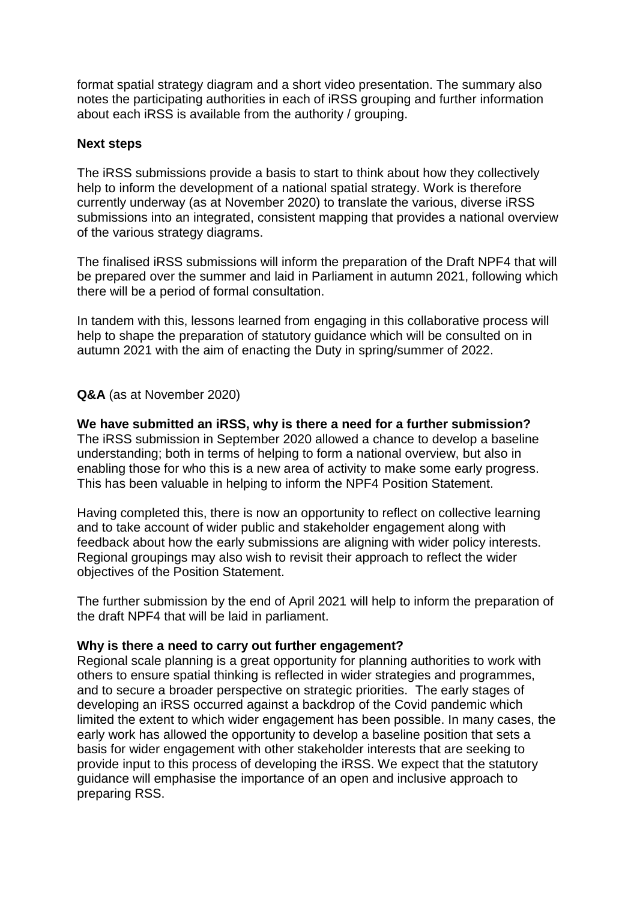format spatial strategy diagram and a short video presentation. The summary also notes the participating authorities in each of iRSS grouping and further information about each iRSS is available from the authority / grouping.

**Next steps**

The iRSS submissions provide a basis to start to think about how they collectively help to inform the development of a national spatial strategy. Work is therefore currently underway (as at November 2020) to translate the various, diverse iRSS submissions into an integrated, consistent mapping that provides a national overview of the various strategy diagrams.

The finalised iRSS submissions will inform the preparation of the Draft NPF4 that will be prepared over the summer and laid in Parliament in autumn 2021, following which there will be a period of formal consultation.

In tandem with this, lessons learned from engaging in this collaborative process will help to shape the preparation of statutory guidance which will be consulted on in autumn 2021 with the aim of enacting the Duty in spring/summer of 2022.

**Q&A** (as at November 2020)

**We have submitted an iRSS, why is there a need for a further submission?**
The iRSS submission in September 2020 allowed a chance to develop a baseline understanding; both in terms of helping to form a national overview, but also in enabling those for who this is a new area of activity to make some early progress. This has been valuable in helping to inform the NPF4 Position Statement.

Having completed this, there is now an opportunity to reflect on collective learning and to take account of wider public and stakeholder engagement along with feedback about how the early submissions are aligning with wider policy interests. Regional groupings may also wish to revisit their approach to reflect the wider objectives of the Position Statement.

The further submission by the end of April 2021 will help to inform the preparation of the draft NPF4 that will be laid in parliament.

**Why is there a need to carry out further engagement?**
Regional scale planning is a great opportunity for planning authorities to work with others to ensure spatial thinking is reflected in wider strategies and programmes, and to secure a broader perspective on strategic priorities. The early stages of developing an iRSS occurred against a backdrop of the Covid pandemic which limited the extent to which wider engagement has been possible. In many cases, the early work has allowed the opportunity to develop a baseline position that sets a basis for wider engagement with other stakeholder interests that are seeking to provide input to this process of developing the iRSS. We expect that the statutory guidance will emphasise the importance of an open and inclusive approach to preparing RSS.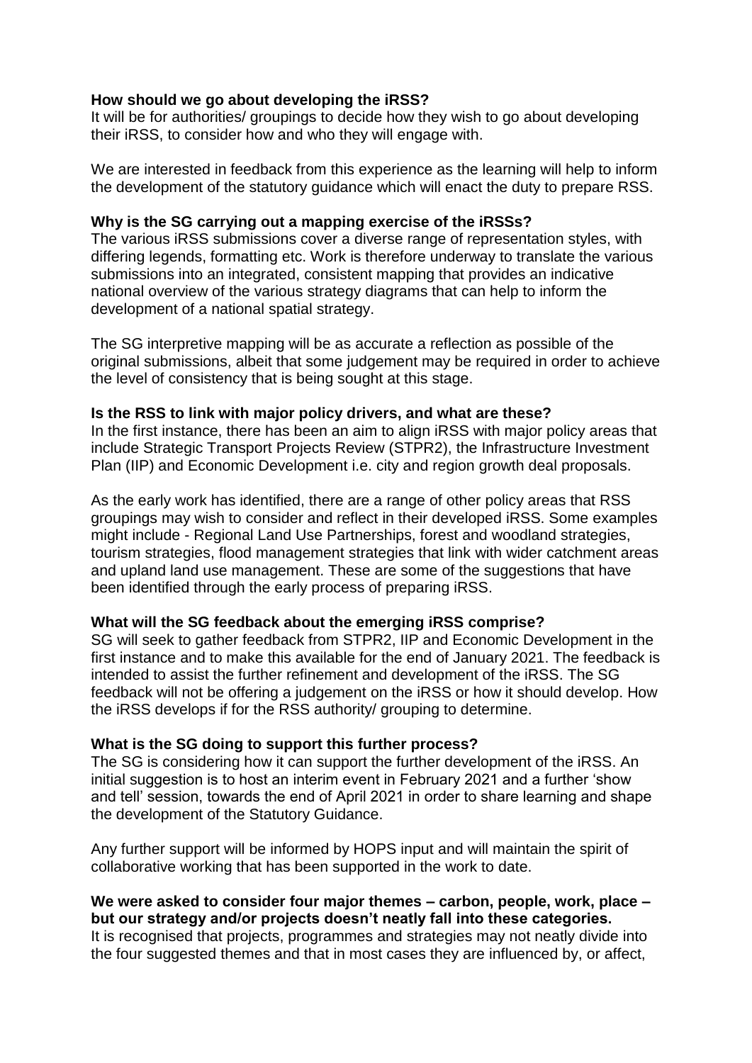**How should we go about developing the iRSS?**
It will be for authorities/ groupings to decide how they wish to go about developing their iRSS, to consider how and who they will engage with.

We are interested in feedback from this experience as the learning will help to inform the development of the statutory guidance which will enact the duty to prepare RSS.

**Why is the SG carrying out a mapping exercise of the iRSSs?**
The various iRSS submissions cover a diverse range of representation styles, with differing legends, formatting etc. Work is therefore underway to translate the various submissions into an integrated, consistent mapping that provides an indicative national overview of the various strategy diagrams that can help to inform the development of a national spatial strategy.

The SG interpretive mapping will be as accurate a reflection as possible of the original submissions, albeit that some judgement may be required in order to achieve the level of consistency that is being sought at this stage.

**Is the RSS to link with major policy drivers, and what are these?**
In the first instance, there has been an aim to align iRSS with major policy areas that include Strategic Transport Projects Review (STPR2), the Infrastructure Investment Plan (IIP) and Economic Development i.e. city and region growth deal proposals.

As the early work has identified, there are a range of other policy areas that RSS groupings may wish to consider and reflect in their developed iRSS. Some examples might include - Regional Land Use Partnerships, forest and woodland strategies, tourism strategies, flood management strategies that link with wider catchment areas and upland land use management. These are some of the suggestions that have been identified through the early process of preparing iRSS.

**What will the SG feedback about the emerging iRSS comprise?**
SG will seek to gather feedback from STPR2, IIP and Economic Development in the first instance and to make this available for the end of January 2021. The feedback is intended to assist the further refinement and development of the iRSS. The SG feedback will not be offering a judgement on the iRSS or how it should develop. How the iRSS develops if for the RSS authority/ grouping to determine.

**What is the SG doing to support this further process?**
The SG is considering how it can support the further development of the iRSS. An initial suggestion is to host an interim event in February 2021 and a further 'show and tell' session, towards the end of April 2021 in order to share learning and shape the development of the Statutory Guidance.

Any further support will be informed by HOPS input and will maintain the spirit of collaborative working that has been supported in the work to date.

**We were asked to consider four major themes – carbon, people, work, place – but our strategy and/or projects doesn't neatly fall into these categories.**
It is recognised that projects, programmes and strategies may not neatly divide into the four suggested themes and that in most cases they are influenced by, or affect,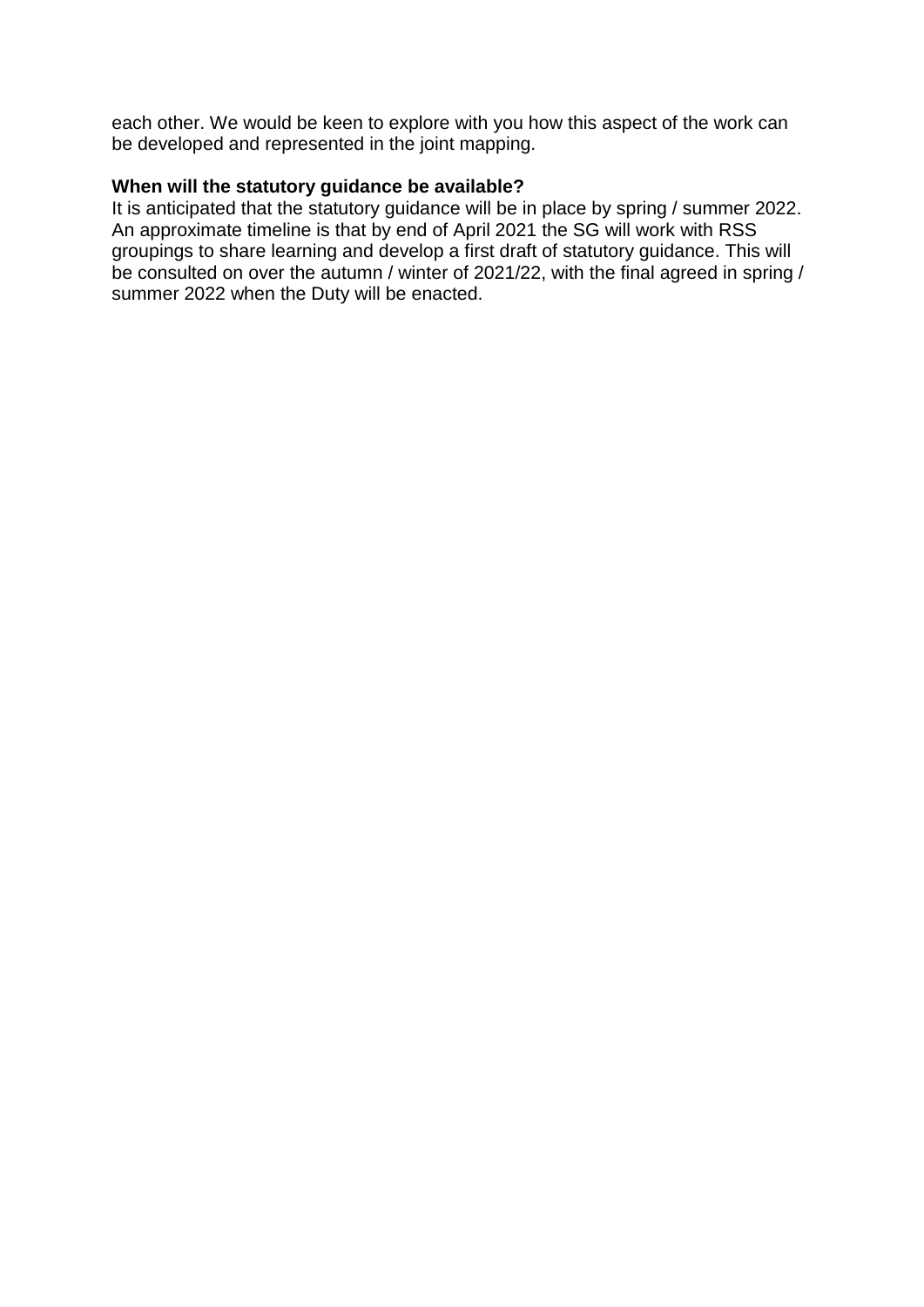each other. We would be keen to explore with you how this aspect of the work can be developed and represented in the joint mapping.

**When will the statutory guidance be available?**

It is anticipated that the statutory guidance will be in place by spring / summer 2022. An approximate timeline is that by end of April 2021 the SG will work with RSS groupings to share learning and develop a first draft of statutory guidance. This will be consulted on over the autumn / winter of 2021/22, with the final agreed in spring / summer 2022 when the Duty will be enacted.